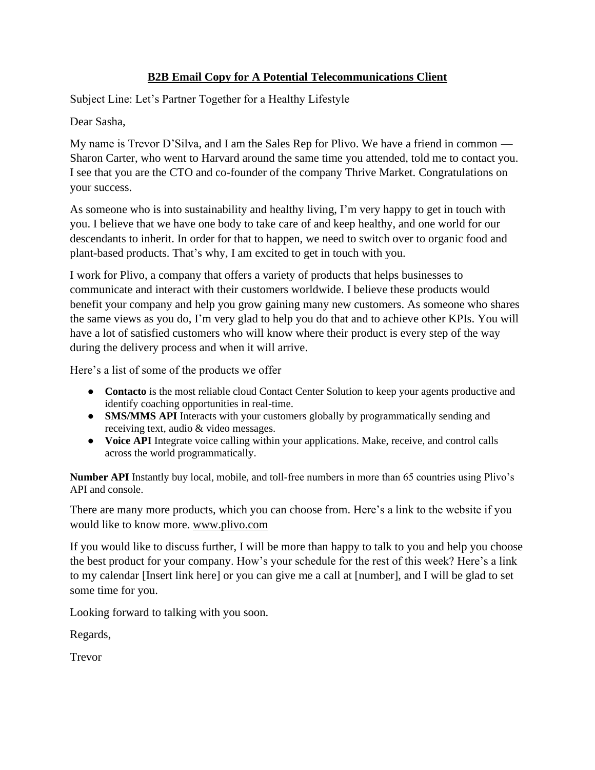# B2B Email Copy for A Potential Telecommunications Client

Subject Line: Let's Partner Together for a Healthy Lifestyle

Dear Sasha,

My name is Trevor D'Silva, and I am the Sales Rep for Plivo. We have a friend in common — Sharon Carter, who went to Harvard around the same time you attended, told me to contact you. I see that you are the CTO and co-founder of the company Thrive Market. Congratulations on your success.

As someone who is into sustainability and healthy living, I'm very happy to get in touch with you. I believe that we have one body to take care of and keep healthy, and one world for our descendants to inherit. In order for that to happen, we need to switch over to organic food and plant-based products. That's why, I am excited to get in touch with you.

I work for Plivo, a company that offers a variety of products that helps businesses to communicate and interact with their customers worldwide. I believe these products would benefit your company and help you grow gaining many new customers. As someone who shares the same views as you do, I'm very glad to help you do that and to achieve other KPIs. You will have a lot of satisfied customers who will know where their product is every step of the way during the delivery process and when it will arrive.

Here's a list of some of the products we offer

- **Contacto** is the most reliable cloud Contact Center Solution to keep your agents productive and identify coaching opportunities in real-time.
- **SMS/MMS API** Interacts with your customers globally by programmatically sending and receiving text, audio & video messages.
- **Voice API** Integrate voice calling within your applications. Make, receive, and control calls across the world programmatically.

**Number API** Instantly buy local, mobile, and toll-free numbers in more than 65 countries using Plivo's API and console.

There are many more products, which you can choose from. Here's a link to the website if you would like to know more. www.plivo.com

If you would like to discuss further, I will be more than happy to talk to you and help you choose the best product for your company. How's your schedule for the rest of this week? Here's a link to my calendar [Insert link here] or you can give me a call at [number], and I will be glad to set some time for you.

Looking forward to talking with you soon.

Regards,

Trevor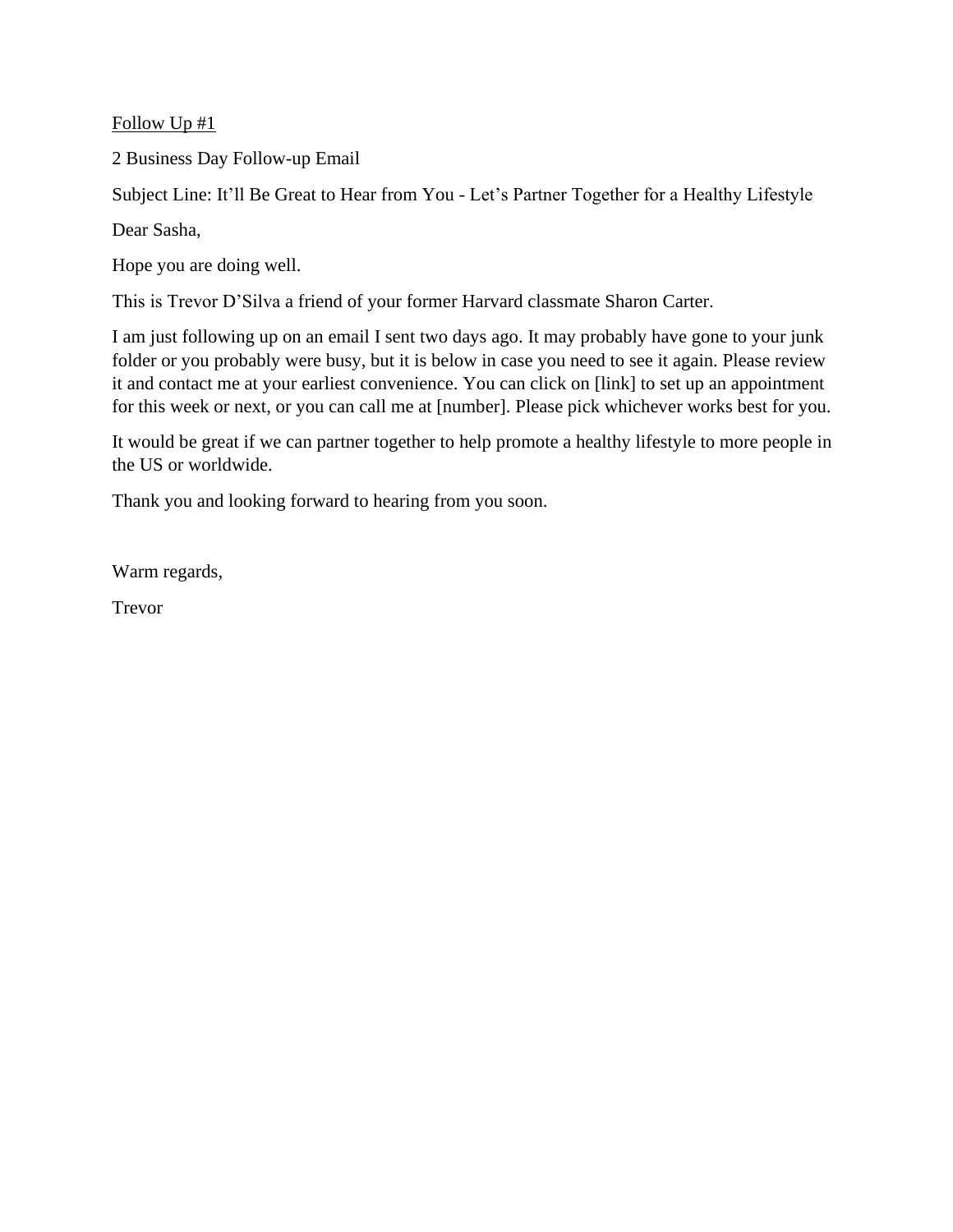<u>Follow Up #1</u>

2 Business Day Follow-up Email

Subject Line: It'll Be Great to Hear from You - Let's Partner Together for a Healthy Lifestyle

Dear Sasha,

Hope you are doing well.

This is Trevor D'Silva a friend of your former Harvard classmate Sharon Carter.

I am just following up on an email I sent two days ago. It may probably have gone to your junk folder or you probably were busy, but it is below in case you need to see it again. Please review it and contact me at your earliest convenience. You can click on [link] to set up an appointment for this week or next, or you can call me at [number]. Please pick whichever works best for you.

It would be great if we can partner together to help promote a healthy lifestyle to more people in the US or worldwide.

Thank you and looking forward to hearing from you soon.

Warm regards,

Trevor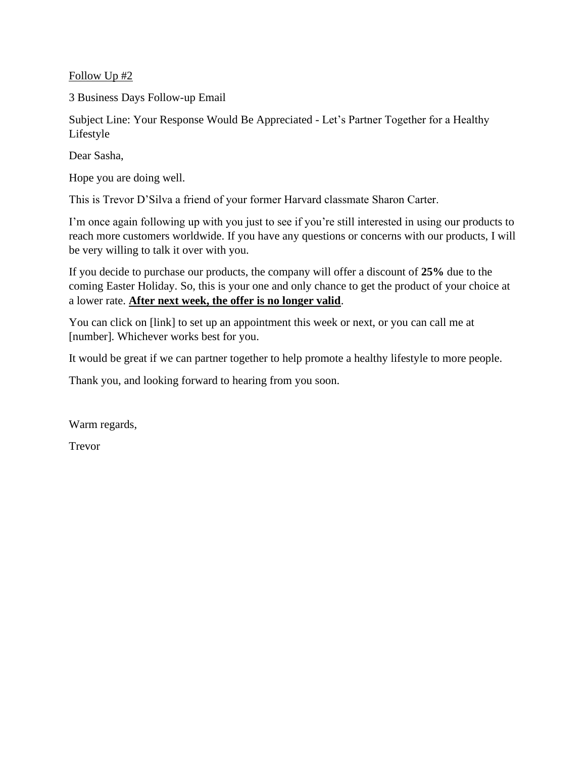<u>Follow Up #2</u>

3 Business Days Follow-up Email

Subject Line: Your Response Would Be Appreciated - Let's Partner Together for a Healthy Lifestyle

Dear Sasha,

Hope you are doing well.

This is Trevor D'Silva a friend of your former Harvard classmate Sharon Carter.

I'm once again following up with you just to see if you're still interested in using our products to reach more customers worldwide. If you have any questions or concerns with our products, I will be very willing to talk it over with you.

If you decide to purchase our products, the company will offer a discount of **25%** due to the coming Easter Holiday. So, this is your one and only chance to get the product of your choice at a lower rate. **<u>After next week, the offer is no longer valid</u>**.

You can click on [link] to set up an appointment this week or next, or you can call me at [number]. Whichever works best for you.

It would be great if we can partner together to help promote a healthy lifestyle to more people.

Thank you, and looking forward to hearing from you soon.

Warm regards,

Trevor